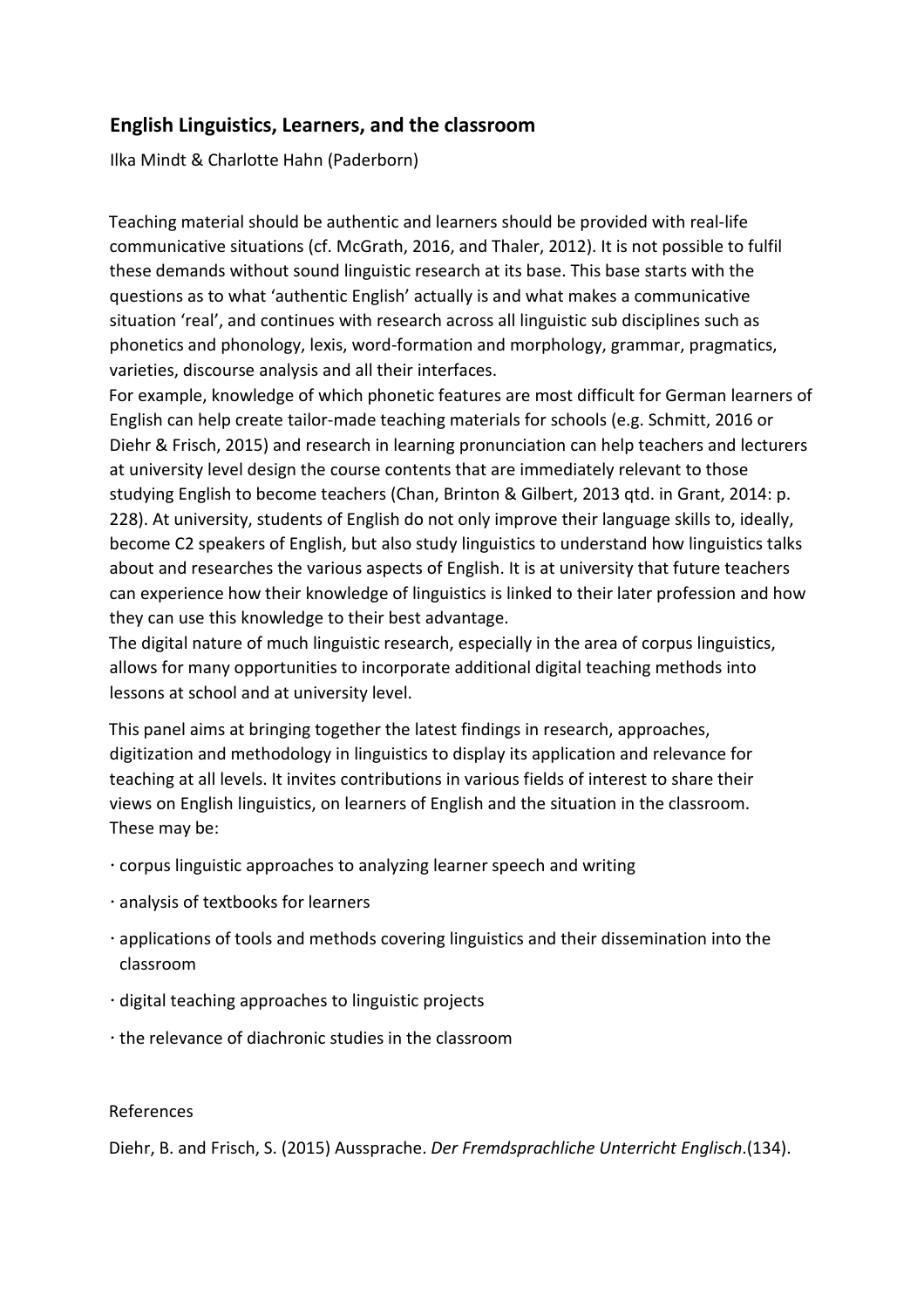## English Linguistics, Learners, and the classroom

Ilka Mindt & Charlotte Hahn (Paderborn)

Teaching material should be authentic and learners should be provided with real-life communicative situations (cf. McGrath, 2016, and Thaler, 2012). It is not possible to fulfil these demands without sound linguistic research at its base. This base starts with the questions as to what 'authentic English' actually is and what makes a communicative situation 'real', and continues with research across all linguistic sub disciplines such as phonetics and phonology, lexis, word-formation and morphology, grammar, pragmatics, varieties, discourse analysis and all their interfaces.

For example, knowledge of which phonetic features are most difficult for German learners of English can help create tailor-made teaching materials for schools (e.g. Schmitt, 2016 or Diehr & Frisch, 2015) and research in learning pronunciation can help teachers and lecturers at university level design the course contents that are immediately relevant to those studying English to become teachers (Chan, Brinton & Gilbert, 2013 qtd. in Grant, 2014: p. 228). At university, students of English do not only improve their language skills to, ideally, become C2 speakers of English, but also study linguistics to understand how linguistics talks about and researches the various aspects of English. It is at university that future teachers can experience how their knowledge of linguistics is linked to their later profession and how they can use this knowledge to their best advantage.

The digital nature of much linguistic research, especially in the area of corpus linguistics, allows for many opportunities to incorporate additional digital teaching methods into lessons at school and at university level.

This panel aims at bringing together the latest findings in research, approaches, digitization and methodology in linguistics to display its application and relevance for teaching at all levels. It invites contributions in various fields of interest to share their views on English linguistics, on learners of English and the situation in the classroom. These may be:

- corpus linguistic approaches to analyzing learner speech and writing
- analysis of textbooks for learners
- applications of tools and methods covering linguistics and their dissemination into the classroom
- digital teaching approaches to linguistic projects
- the relevance of diachronic studies in the classroom

References

Diehr, B. and Frisch, S. (2015) Aussprache. *Der Fremdsprachliche Unterricht Englisch*.(134).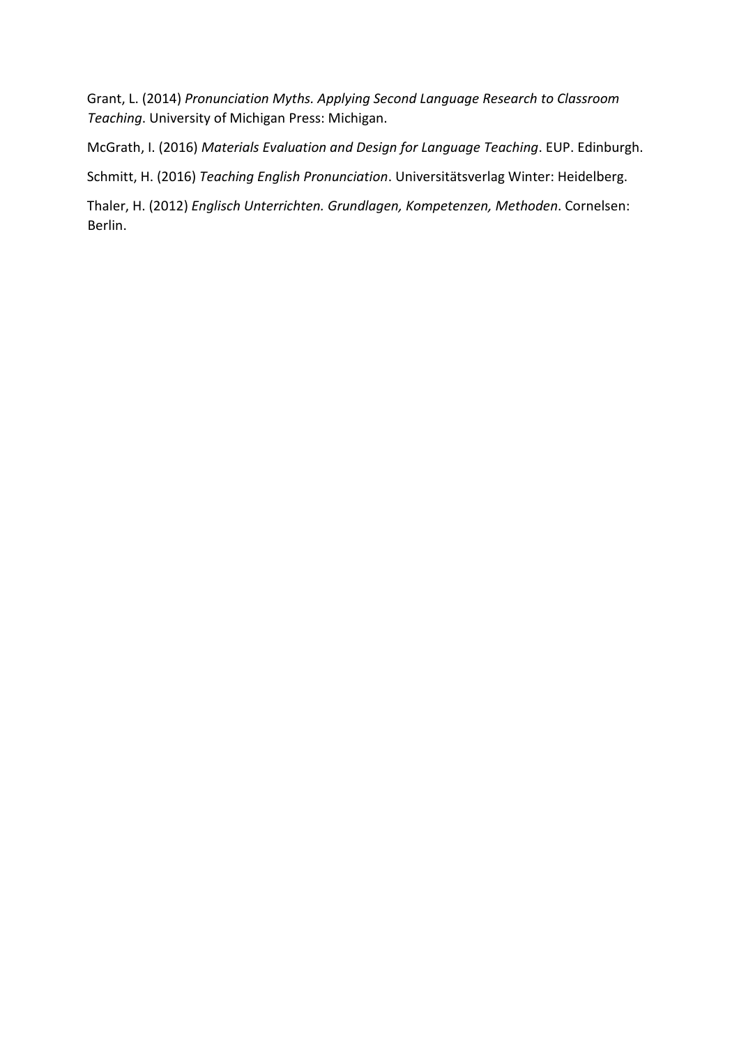Grant, L. (2014) *Pronunciation Myths. Applying Second Language Research to Classroom Teaching*. University of Michigan Press: Michigan.

McGrath, I. (2016) *Materials Evaluation and Design for Language Teaching*. EUP. Edinburgh.

Schmitt, H. (2016) *Teaching English Pronunciation*. Universitätsverlag Winter: Heidelberg.

Thaler, H. (2012) *Englisch Unterrichten. Grundlagen, Kompetenzen, Methoden*. Cornelsen: Berlin.